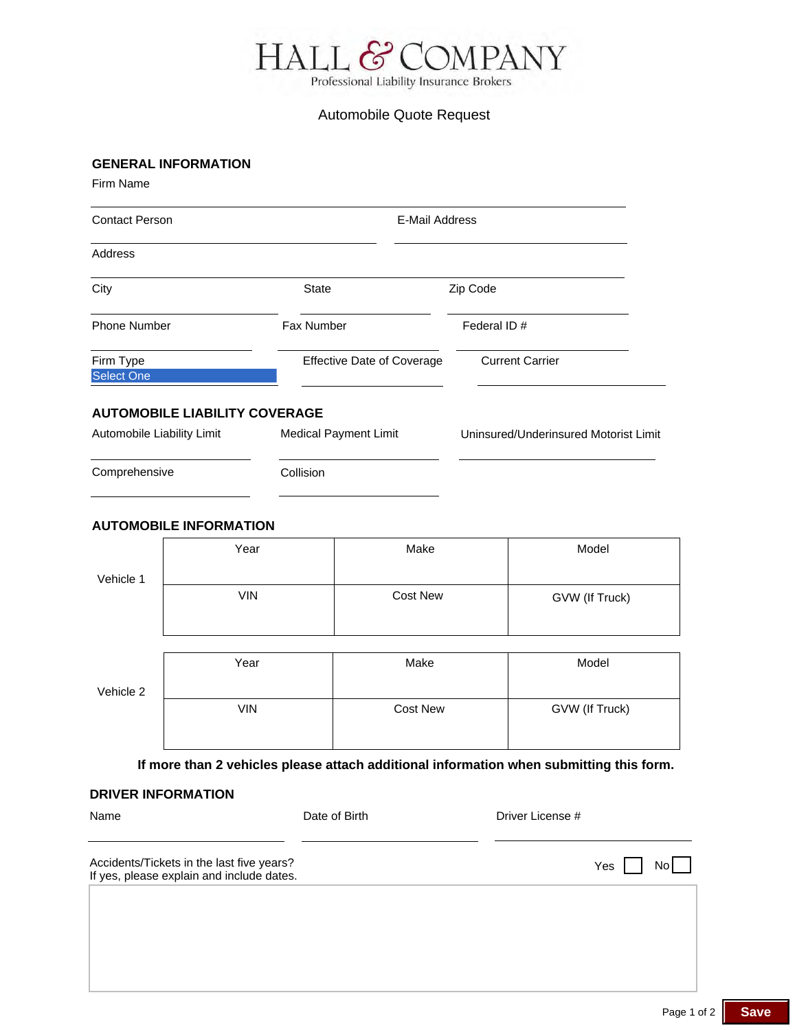# HALL & COMPANY

Professional Liability Insurance Brokers

## Automobile Quote Request

### GENERAL INFORMATION

Firm Name

Contact Person | E-Mail Address

Address

City | State | Zip Code

Phone Number | Fax Number | Federal ID #

Firm Type: Select One | Effective Date of Coverage | Current Carrier

### AUTOMOBILE LIABILITY COVERAGE

Automobile Liability Limit | Medical Payment Limit | Uninsured/Underinsured Motorist Limit

Comprehensive | Collision

### AUTOMOBILE INFORMATION

| | | | |
|---|---|---|---|
| Vehicle 1 | Year | Make | Model |
| | VIN | Cost New | GVW (If Truck) |

| | | | |
|---|---|---|---|
| Vehicle 2 | Year | Make | Model |
| | VIN | Cost New | GVW (If Truck) |

**If more than 2 vehicles please attach additional information when submitting this form.**

### DRIVER INFORMATION

Name | Date of Birth | Driver License #

Accidents/Tickets in the last five years?
If yes, please explain and include dates.

Yes ☐ No ☐

Save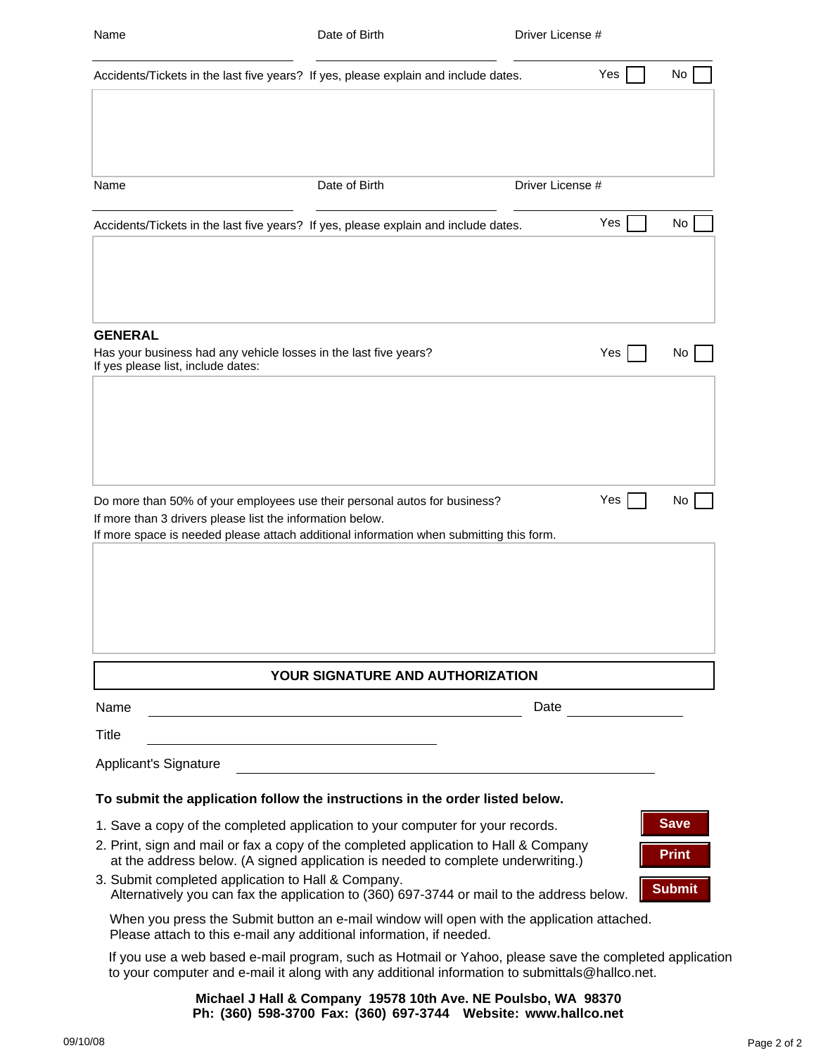Name | Date of Birth | Driver License #

Accidents/Tickets in the last five years? If yes, please explain and include dates. Yes ☐ No ☐

Name | Date of Birth | Driver License #

Accidents/Tickets in the last five years? If yes, please explain and include dates. Yes ☐ No ☐

## GENERAL

Has your business had any vehicle losses in the last five years? Yes ☐ No ☐
If yes please list, include dates:

Do more than 50% of your employees use their personal autos for business? Yes ☐ No ☐
If more than 3 drivers please list the information below.
If more space is needed please attach additional information when submitting this form.

## YOUR SIGNATURE AND AUTHORIZATION

Name ______________________ Date ____________

Title ______________________

Applicant's Signature ______________________

**To submit the application follow the instructions in the order listed below.**

1. Save a copy of the completed application to your computer for your records.
2. Print, sign and mail or fax a copy of the completed application to Hall & Company at the address below. (A signed application is needed to complete underwriting.)
3. Submit completed application to Hall & Company.
   Alternatively you can fax the application to (360) 697-3744 or mail to the address below.

**Save** **Print** **Submit**

When you press the Submit button an e-mail window will open with the application attached. Please attach to this e-mail any additional information, if needed.

If you use a web based e-mail program, such as Hotmail or Yahoo, please save the completed application to your computer and e-mail it along with any additional information to submittals@hallco.net.

**Michael J Hall & Company 19578 10th Ave. NE Poulsbo, WA 98370**
**Ph: (360) 598-3700 Fax: (360) 697-3744 Website: www.hallco.net**

09/10/08